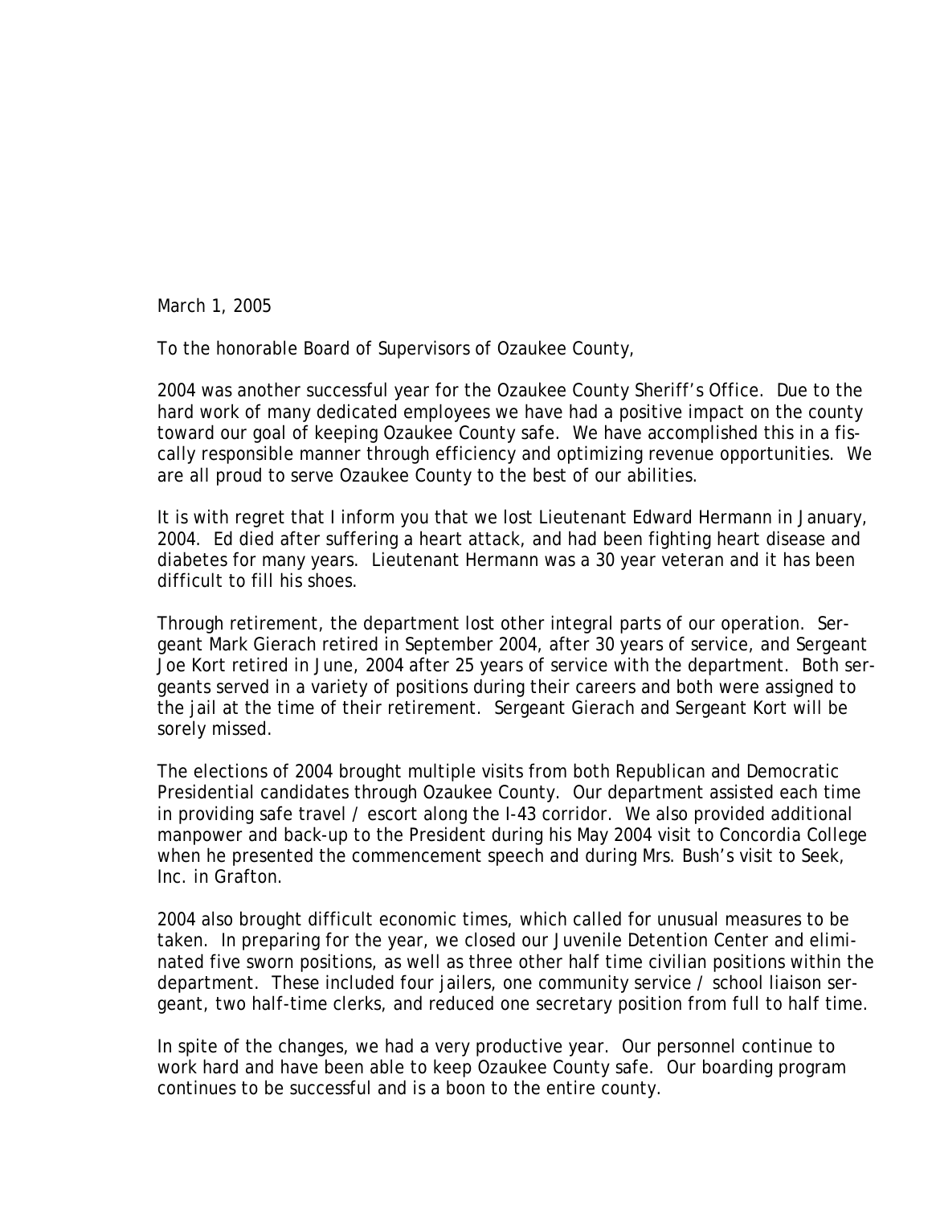March 1, 2005

To the honorable Board of Supervisors of Ozaukee County,

2004 was another successful year for the Ozaukee County Sheriff's Office. Due to the hard work of many dedicated employees we have had a positive impact on the county toward our goal of keeping Ozaukee County safe. We have accomplished this in a fiscally responsible manner through efficiency and optimizing revenue opportunities. We are all proud to serve Ozaukee County to the best of our abilities.

It is with regret that I inform you that we lost Lieutenant Edward Hermann in January, 2004. Ed died after suffering a heart attack, and had been fighting heart disease and diabetes for many years. Lieutenant Hermann was a 30 year veteran and it has been difficult to fill his shoes.

Through retirement, the department lost other integral parts of our operation. Sergeant Mark Gierach retired in September 2004, after 30 years of service, and Sergeant Joe Kort retired in June, 2004 after 25 years of service with the department. Both sergeants served in a variety of positions during their careers and both were assigned to the jail at the time of their retirement. Sergeant Gierach and Sergeant Kort will be sorely missed.

The elections of 2004 brought multiple visits from both Republican and Democratic Presidential candidates through Ozaukee County. Our department assisted each time in providing safe travel / escort along the I-43 corridor. We also provided additional manpower and back-up to the President during his May 2004 visit to Concordia College when he presented the commencement speech and during Mrs. Bush's visit to Seek, Inc. in Grafton.

2004 also brought difficult economic times, which called for unusual measures to be taken. In preparing for the year, we closed our Juvenile Detention Center and eliminated five sworn positions, as well as three other half time civilian positions within the department. These included four jailers, one community service / school liaison sergeant, two half-time clerks, and reduced one secretary position from full to half time.

In spite of the changes, we had a very productive year. Our personnel continue to work hard and have been able to keep Ozaukee County safe. Our boarding program continues to be successful and is a boon to the entire county.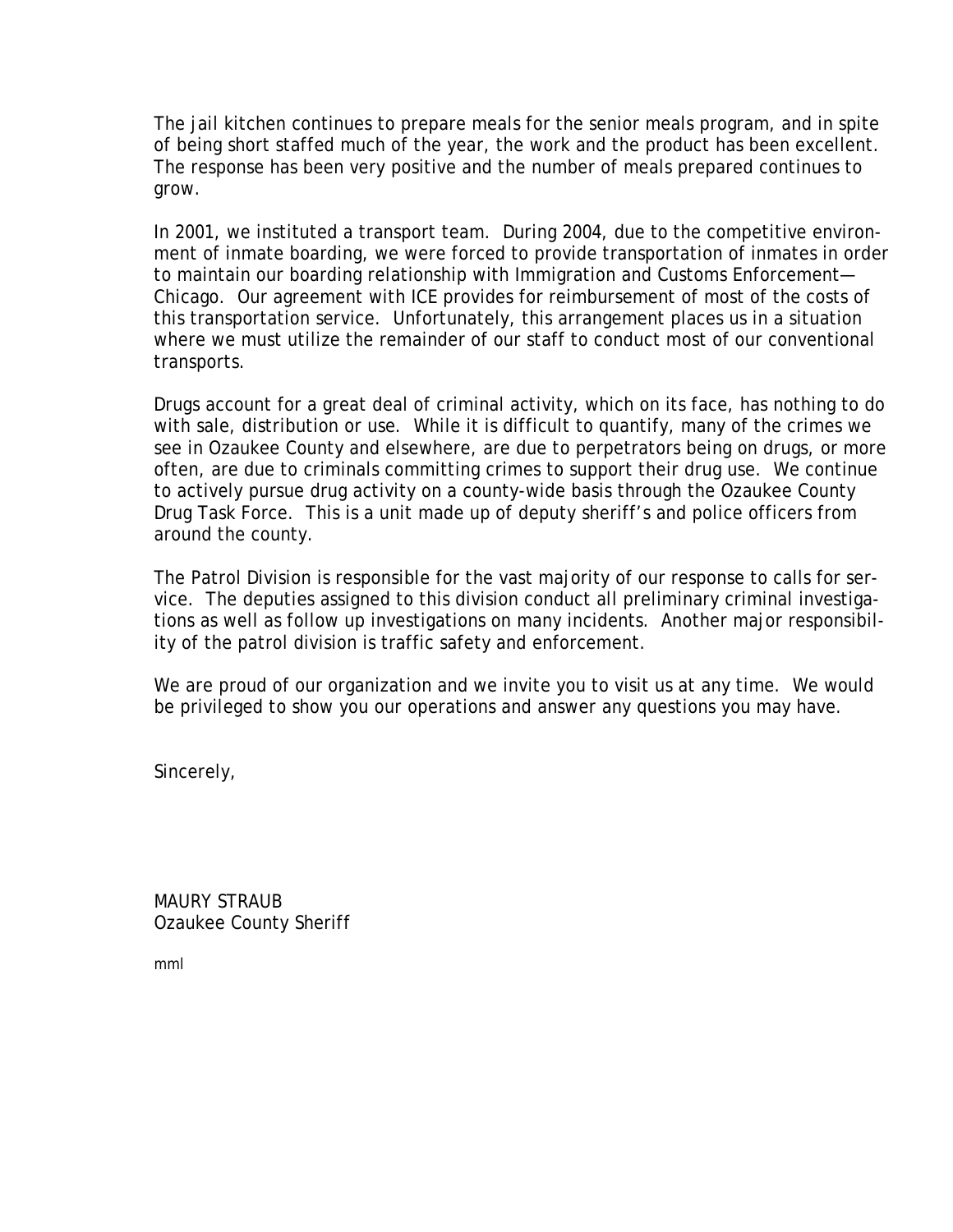The jail kitchen continues to prepare meals for the senior meals program, and in spite of being short staffed much of the year, the work and the product has been excellent. The response has been very positive and the number of meals prepared continues to grow.

In 2001, we instituted a transport team. During 2004, due to the competitive environment of inmate boarding, we were forced to provide transportation of inmates in order to maintain our boarding relationship with Immigration and Customs Enforcement—Chicago. Our agreement with ICE provides for reimbursement of most of the costs of this transportation service. Unfortunately, this arrangement places us in a situation where we must utilize the remainder of our staff to conduct most of our conventional transports.

Drugs account for a great deal of criminal activity, which on its face, has nothing to do with sale, distribution or use. While it is difficult to quantify, many of the crimes we see in Ozaukee County and elsewhere, are due to perpetrators being on drugs, or more often, are due to criminals committing crimes to support their drug use. We continue to actively pursue drug activity on a county-wide basis through the Ozaukee County Drug Task Force. This is a unit made up of deputy sheriff's and police officers from around the county.

The Patrol Division is responsible for the vast majority of our response to calls for service. The deputies assigned to this division conduct all preliminary criminal investigations as well as follow up investigations on many incidents. Another major responsibility of the patrol division is traffic safety and enforcement.

We are proud of our organization and we invite you to visit us at any time. We would be privileged to show you our operations and answer any questions you may have.

Sincerely,

MAURY STRAUB
Ozaukee County Sheriff

mml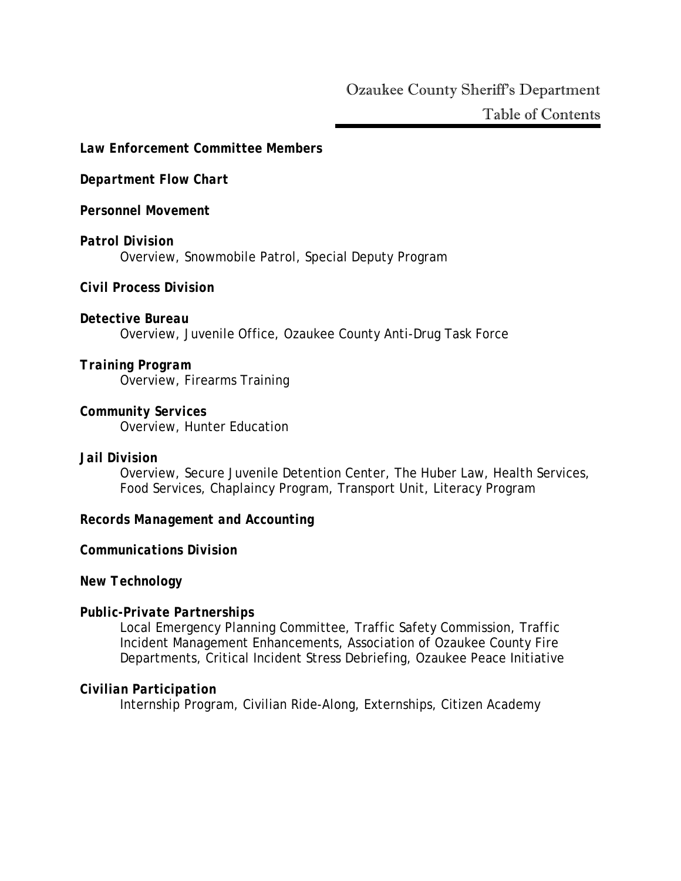# Ozaukee County Sheriff's Department

## Table of Contents

***Law Enforcement Committee Members***

***Department Flow Chart***

***Personnel Movement***

***Patrol Division***
Overview, Snowmobile Patrol, Special Deputy Program

***Civil Process Division***

***Detective Bureau***
Overview, Juvenile Office, Ozaukee County Anti-Drug Task Force

***Training Program***
Overview, Firearms Training

***Community Services***
Overview, Hunter Education

***Jail Division***
Overview, Secure Juvenile Detention Center, The Huber Law, Health Services, Food Services, Chaplaincy Program, Transport Unit, Literacy Program

***Records Management and Accounting***

***Communications Division***

***New Technology***

***Public-Private Partnerships***
Local Emergency Planning Committee, Traffic Safety Commission, Traffic Incident Management Enhancements, Association of Ozaukee County Fire Departments, Critical Incident Stress Debriefing, Ozaukee Peace Initiative

***Civilian Participation***
Internship Program, Civilian Ride-Along, Externships, Citizen Academy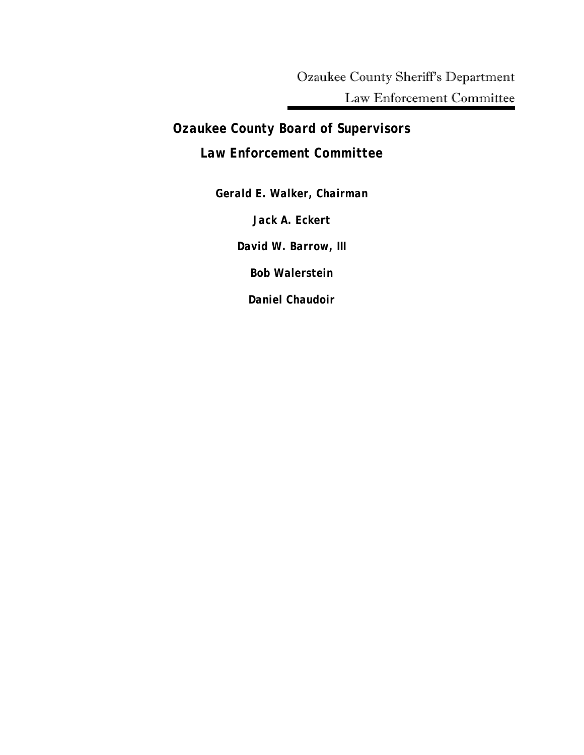## Ozaukee County Board of Supervisors

## Law Enforcement Committee

**Gerald E. Walker, Chairman**

**Jack A. Eckert**

**David W. Barrow, III**

**Bob Walerstein**

**Daniel Chaudoir**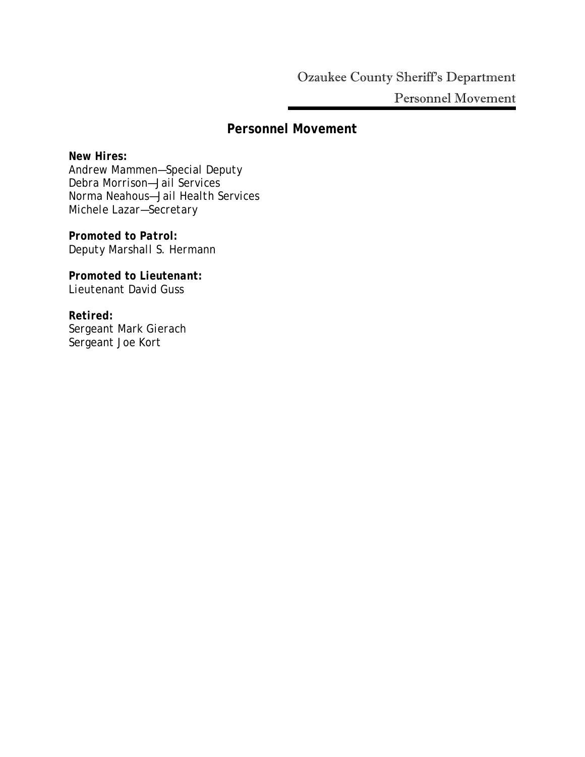# Personnel Movement

**New Hires:**
Andrew Mammen—Special Deputy
Debra Morrison—Jail Services
Norma Neahous—Jail Health Services
Michele Lazar—Secretary

***Promoted to Patrol:***
Deputy Marshall S. Hermann

***Promoted to Lieutenant:***
Lieutenant David Guss

***Retired:***
Sergeant Mark Gierach
Sergeant Joe Kort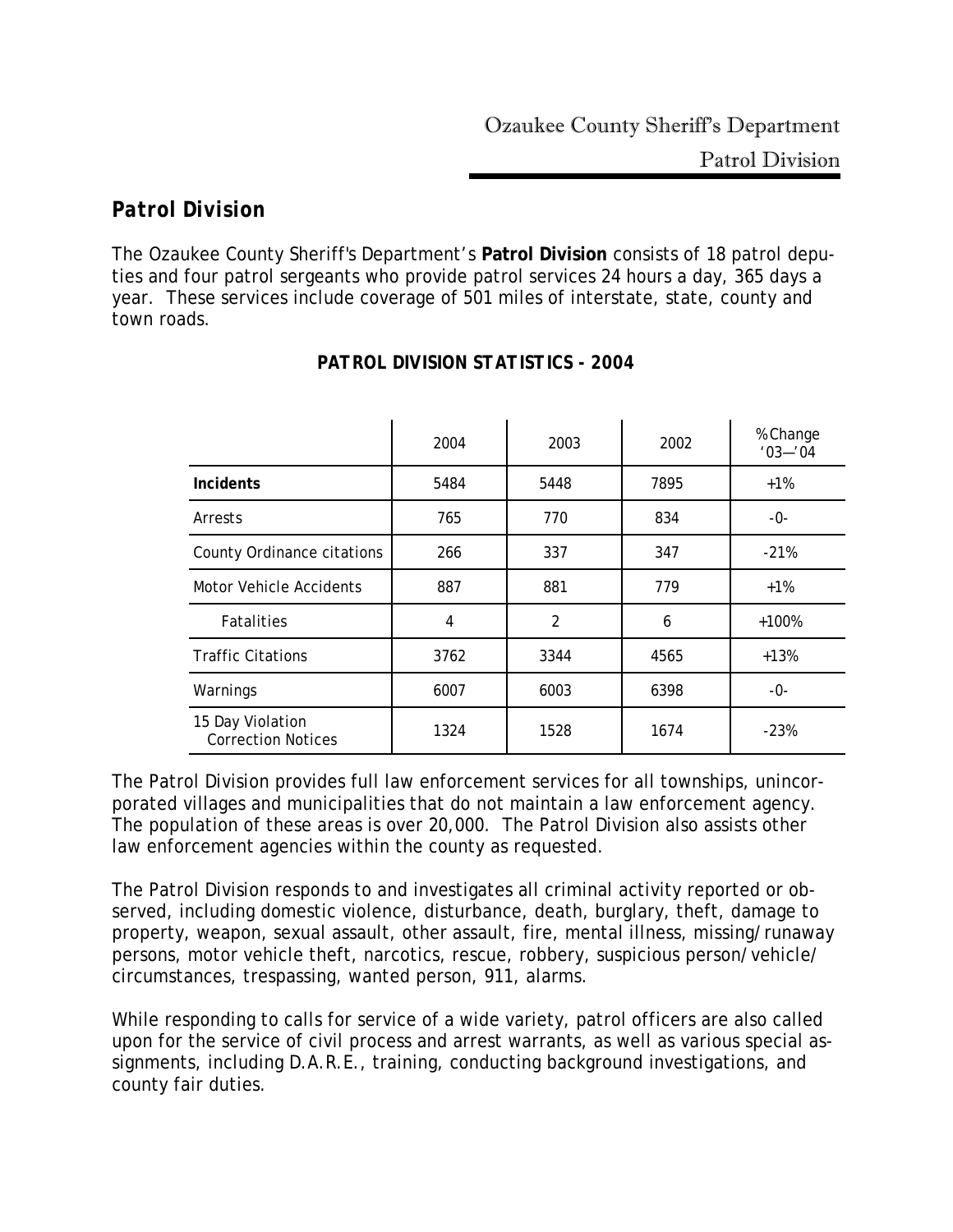## Patrol Division

The Ozaukee County Sheriff's Department's **Patrol Division** consists of 18 patrol deputies and four patrol sergeants who provide patrol services 24 hours a day, 365 days a year. These services include coverage of 501 miles of interstate, state, county and town roads.

**PATROL DIVISION STATISTICS - 2004**

| | 2004 | 2003 | 2002 | % Change '03—'04 |
|---|---|---|---|---|
| **Incidents** | 5484 | 5448 | 7895 | +1% |
| Arrests | 765 | 770 | 834 | -0- |
| County Ordinance citations | 266 | 337 | 347 | -21% |
| Motor Vehicle Accidents | 887 | 881 | 779 | +1% |
| Fatalities | 4 | 2 | 6 | +100% |
| Traffic Citations | 3762 | 3344 | 4565 | +13% |
| Warnings | 6007 | 6003 | 6398 | -0- |
| 15 Day Violation Correction Notices | 1324 | 1528 | 1674 | -23% |

The Patrol Division provides full law enforcement services for all townships, unincorporated villages and municipalities that do not maintain a law enforcement agency. The population of these areas is over 20,000. The Patrol Division also assists other law enforcement agencies within the county as requested.

The Patrol Division responds to and investigates all criminal activity reported or observed, including domestic violence, disturbance, death, burglary, theft, damage to property, weapon, sexual assault, other assault, fire, mental illness, missing/runaway persons, motor vehicle theft, narcotics, rescue, robbery, suspicious person/vehicle/circumstances, trespassing, wanted person, 911, alarms.

While responding to calls for service of a wide variety, patrol officers are also called upon for the service of civil process and arrest warrants, as well as various special assignments, including D.A.R.E., training, conducting background investigations, and county fair duties.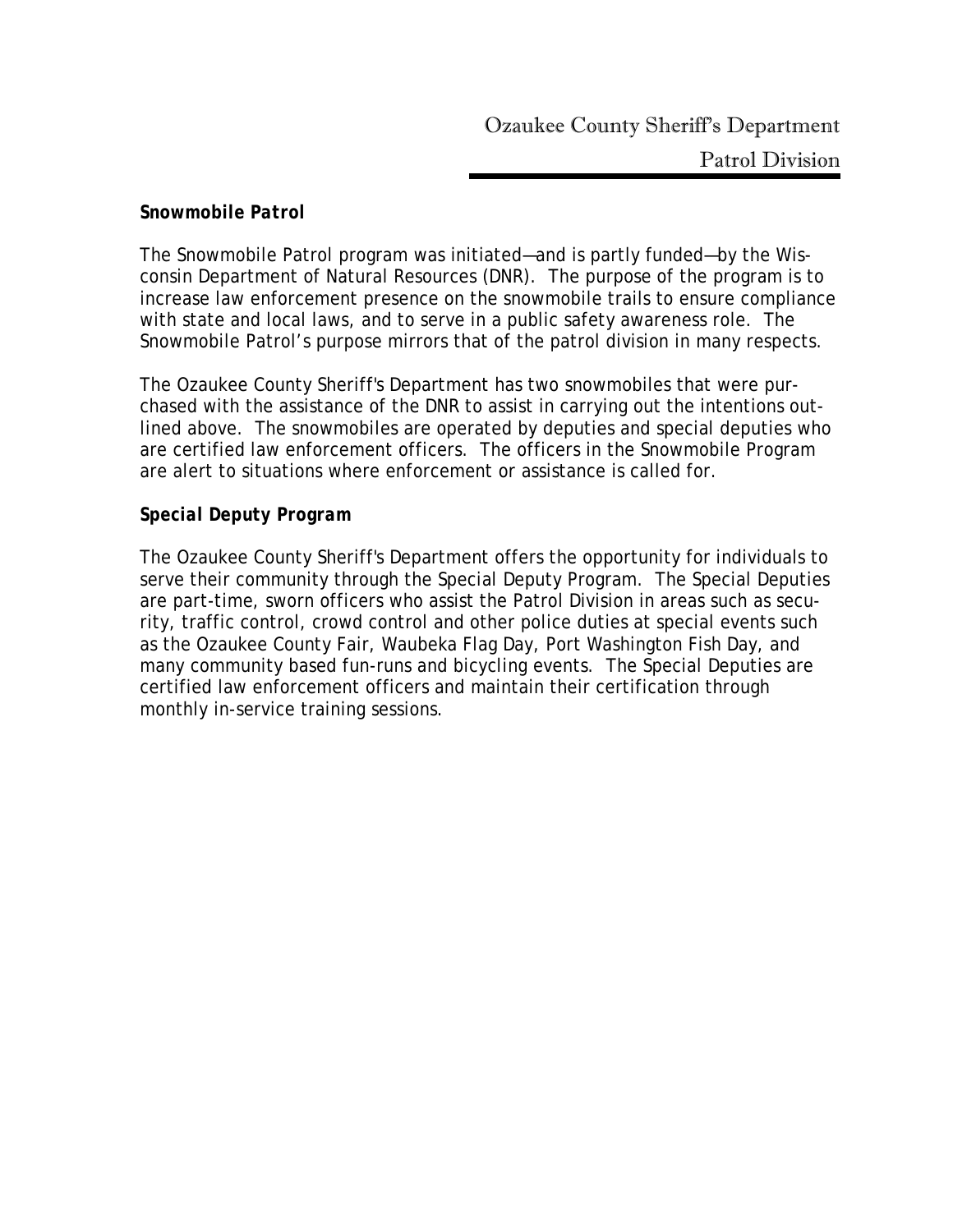### Snowmobile Patrol

The Snowmobile Patrol program was initiated—and is partly funded—by the Wisconsin Department of Natural Resources (DNR). The purpose of the program is to increase law enforcement presence on the snowmobile trails to ensure compliance with state and local laws, and to serve in a public safety awareness role. The Snowmobile Patrol's purpose mirrors that of the patrol division in many respects.

The Ozaukee County Sheriff's Department has two snowmobiles that were purchased with the assistance of the DNR to assist in carrying out the intentions outlined above. The snowmobiles are operated by deputies and special deputies who are certified law enforcement officers. The officers in the Snowmobile Program are alert to situations where enforcement or assistance is called for.

### Special Deputy Program

The Ozaukee County Sheriff's Department offers the opportunity for individuals to serve their community through the Special Deputy Program. The Special Deputies are part-time, sworn officers who assist the Patrol Division in areas such as security, traffic control, crowd control and other police duties at special events such as the Ozaukee County Fair, Waubeka Flag Day, Port Washington Fish Day, and many community based fun-runs and bicycling events. The Special Deputies are certified law enforcement officers and maintain their certification through monthly in-service training sessions.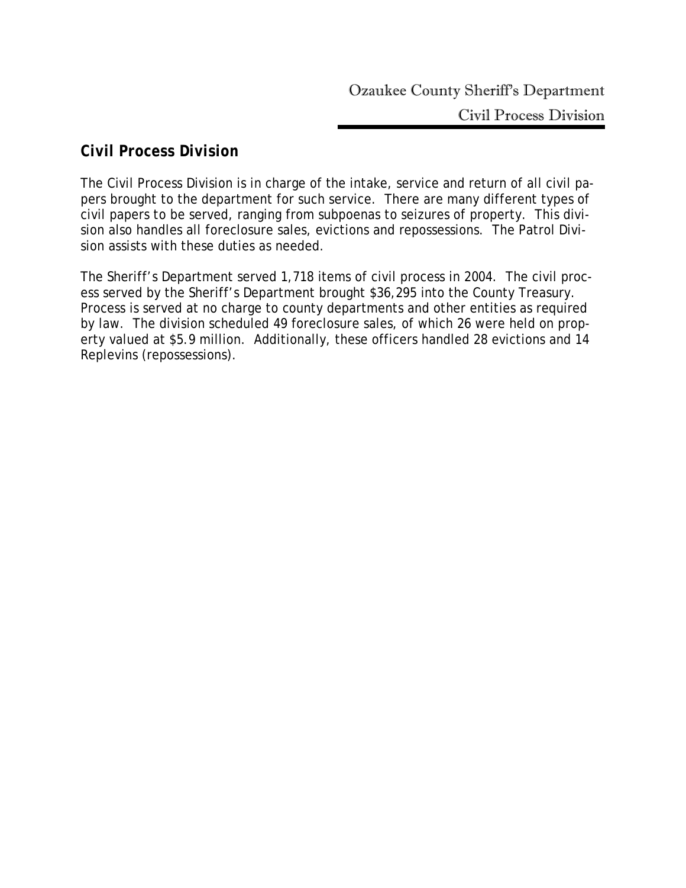## Civil Process Division

The Civil Process Division is in charge of the intake, service and return of all civil papers brought to the department for such service. There are many different types of civil papers to be served, ranging from subpoenas to seizures of property. This division also handles all foreclosure sales, evictions and repossessions. The Patrol Division assists with these duties as needed.

The Sheriff's Department served 1,718 items of civil process in 2004. The civil process served by the Sheriff's Department brought $36,295 into the County Treasury. Process is served at no charge to county departments and other entities as required by law. The division scheduled 49 foreclosure sales, of which 26 were held on property valued at $5.9 million. Additionally, these officers handled 28 evictions and 14 Replevins (repossessions).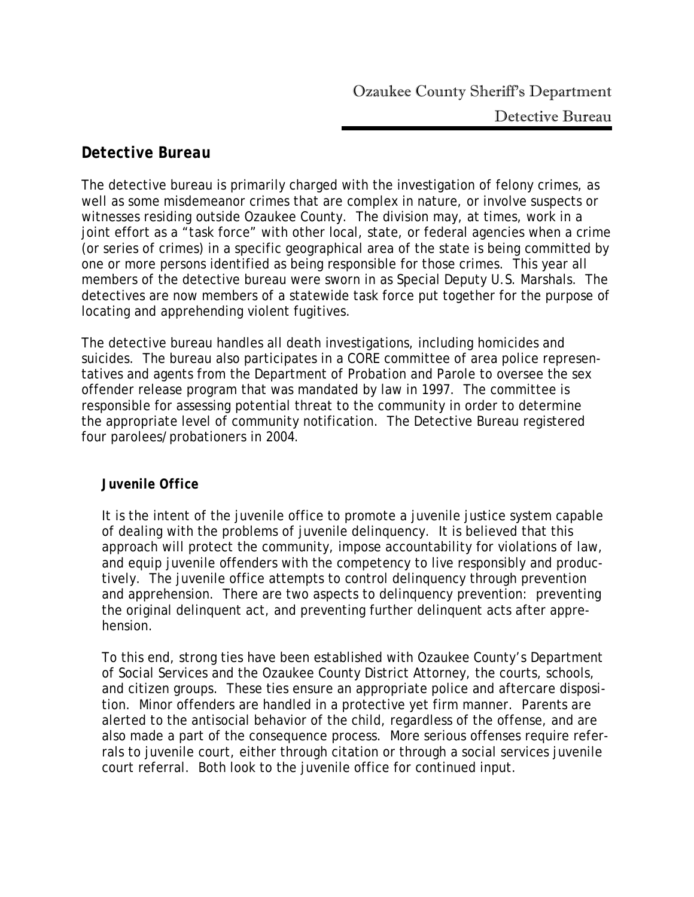## Detective Bureau

The detective bureau is primarily charged with the investigation of felony crimes, as well as some misdemeanor crimes that are complex in nature, or involve suspects or witnesses residing outside Ozaukee County. The division may, at times, work in a joint effort as a "task force" with other local, state, or federal agencies when a crime (or series of crimes) in a specific geographical area of the state is being committed by one or more persons identified as being responsible for those crimes. This year all members of the detective bureau were sworn in as Special Deputy U.S. Marshals. The detectives are now members of a statewide task force put together for the purpose of locating and apprehending violent fugitives.

The detective bureau handles all death investigations, including homicides and suicides. The bureau also participates in a CORE committee of area police representatives and agents from the Department of Probation and Parole to oversee the sex offender release program that was mandated by law in 1997. The committee is responsible for assessing potential threat to the community in order to determine the appropriate level of community notification. The Detective Bureau registered four parolees/probationers in 2004.

### Juvenile Office

It is the intent of the juvenile office to promote a juvenile justice system capable of dealing with the problems of juvenile delinquency. It is believed that this approach will protect the community, impose accountability for violations of law, and equip juvenile offenders with the competency to live responsibly and productively. The juvenile office attempts to control delinquency through prevention and apprehension. There are two aspects to delinquency prevention: preventing the original delinquent act, and preventing further delinquent acts after apprehension.

To this end, strong ties have been established with Ozaukee County's Department of Social Services and the Ozaukee County District Attorney, the courts, schools, and citizen groups. These ties ensure an appropriate police and aftercare disposition. Minor offenders are handled in a protective yet firm manner. Parents are alerted to the antisocial behavior of the child, regardless of the offense, and are also made a part of the consequence process. More serious offenses require referrals to juvenile court, either through citation or through a social services juvenile court referral. Both look to the juvenile office for continued input.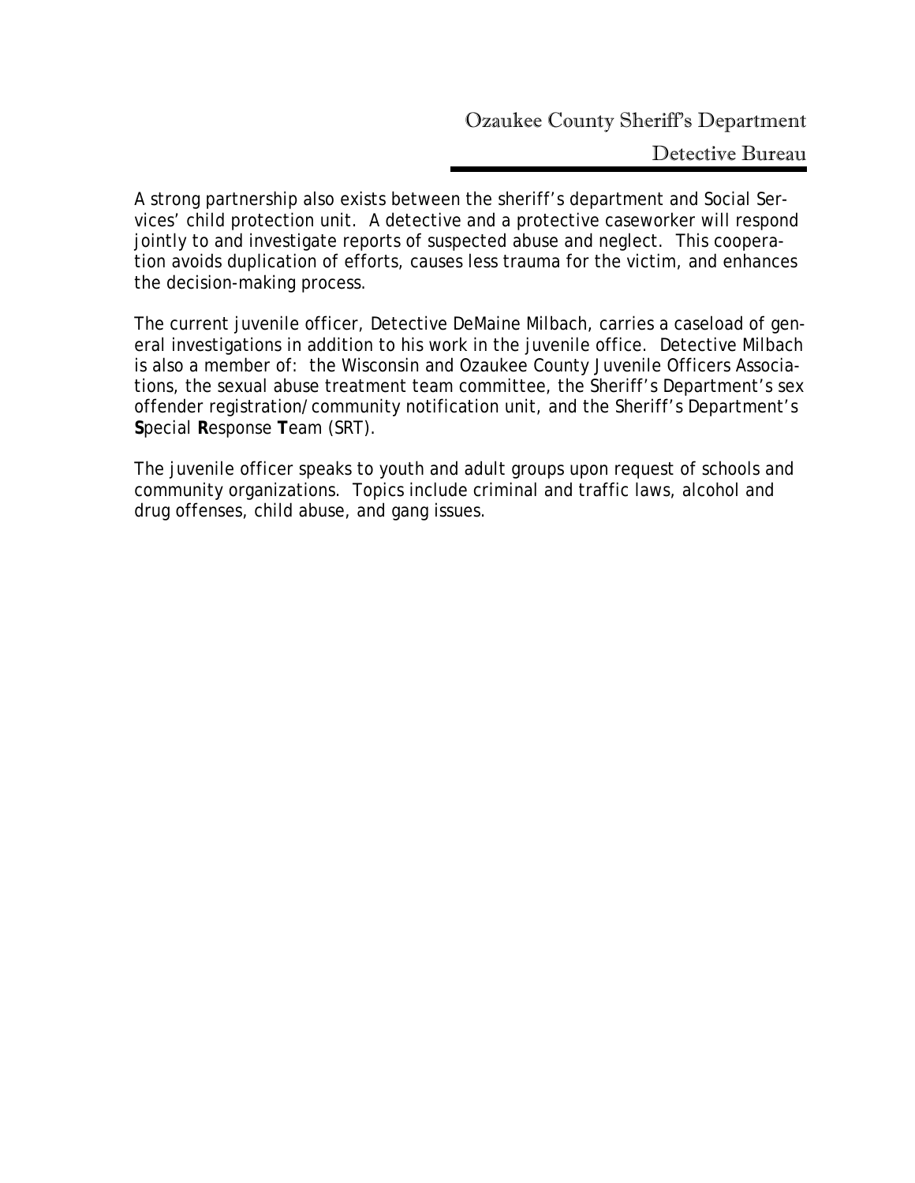A strong partnership also exists between the sheriff's department and Social Services' child protection unit. A detective and a protective caseworker will respond jointly to and investigate reports of suspected abuse and neglect. This cooperation avoids duplication of efforts, causes less trauma for the victim, and enhances the decision-making process.

The current juvenile officer, Detective DeMaine Milbach, carries a caseload of general investigations in addition to his work in the juvenile office. Detective Milbach is also a member of: the Wisconsin and Ozaukee County Juvenile Officers Associations, the sexual abuse treatment team committee, the Sheriff's Department's sex offender registration/community notification unit, and the Sheriff's Department's **S**pecial **R**esponse **T**eam (SRT).

The juvenile officer speaks to youth and adult groups upon request of schools and community organizations. Topics include criminal and traffic laws, alcohol and drug offenses, child abuse, and gang issues.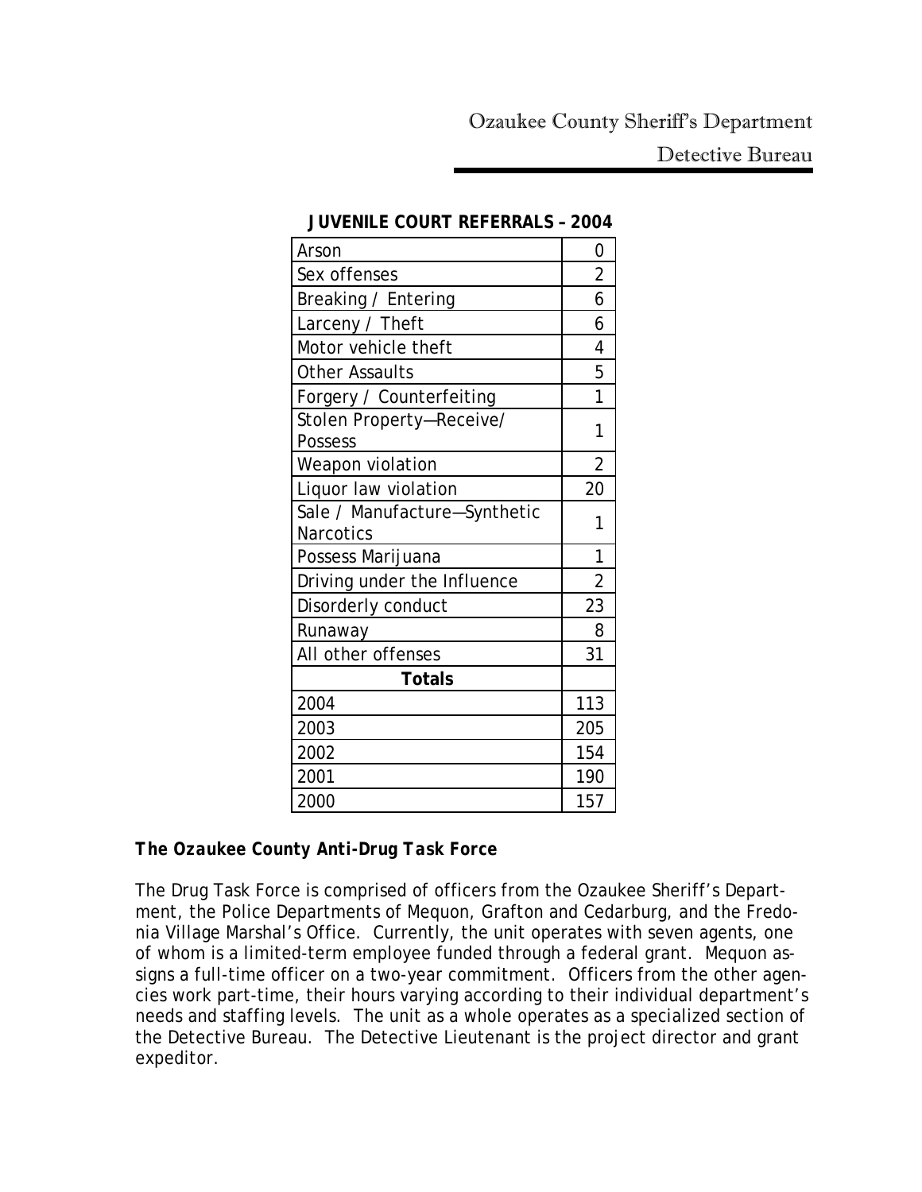**JUVENILE COURT REFERRALS – 2004**

| | |
|---|---|
| Arson | 0 |
| Sex offenses | 2 |
| Breaking / Entering | 6 |
| Larceny / Theft | 6 |
| Motor vehicle theft | 4 |
| Other Assaults | 5 |
| Forgery / Counterfeiting | 1 |
| Stolen Property—Receive/ Possess | 1 |
| Weapon violation | 2 |
| Liquor law violation | 20 |
| Sale / Manufacture—Synthetic Narcotics | 1 |
| Possess Marijuana | 1 |
| Driving under the Influence | 2 |
| Disorderly conduct | 23 |
| Runaway | 8 |
| All other offenses | 31 |
| **Totals** | |
| 2004 | 113 |
| 2003 | 205 |
| 2002 | 154 |
| 2001 | 190 |
| 2000 | 157 |

***The Ozaukee County Anti-Drug Task Force***

The Drug Task Force is comprised of officers from the Ozaukee Sheriff's Department, the Police Departments of Mequon, Grafton and Cedarburg, and the Fredonia Village Marshal's Office. Currently, the unit operates with seven agents, one of whom is a limited-term employee funded through a federal grant. Mequon assigns a full-time officer on a two-year commitment. Officers from the other agencies work part-time, their hours varying according to their individual department's needs and staffing levels. The unit as a whole operates as a specialized section of the Detective Bureau. The Detective Lieutenant is the project director and grant expeditor.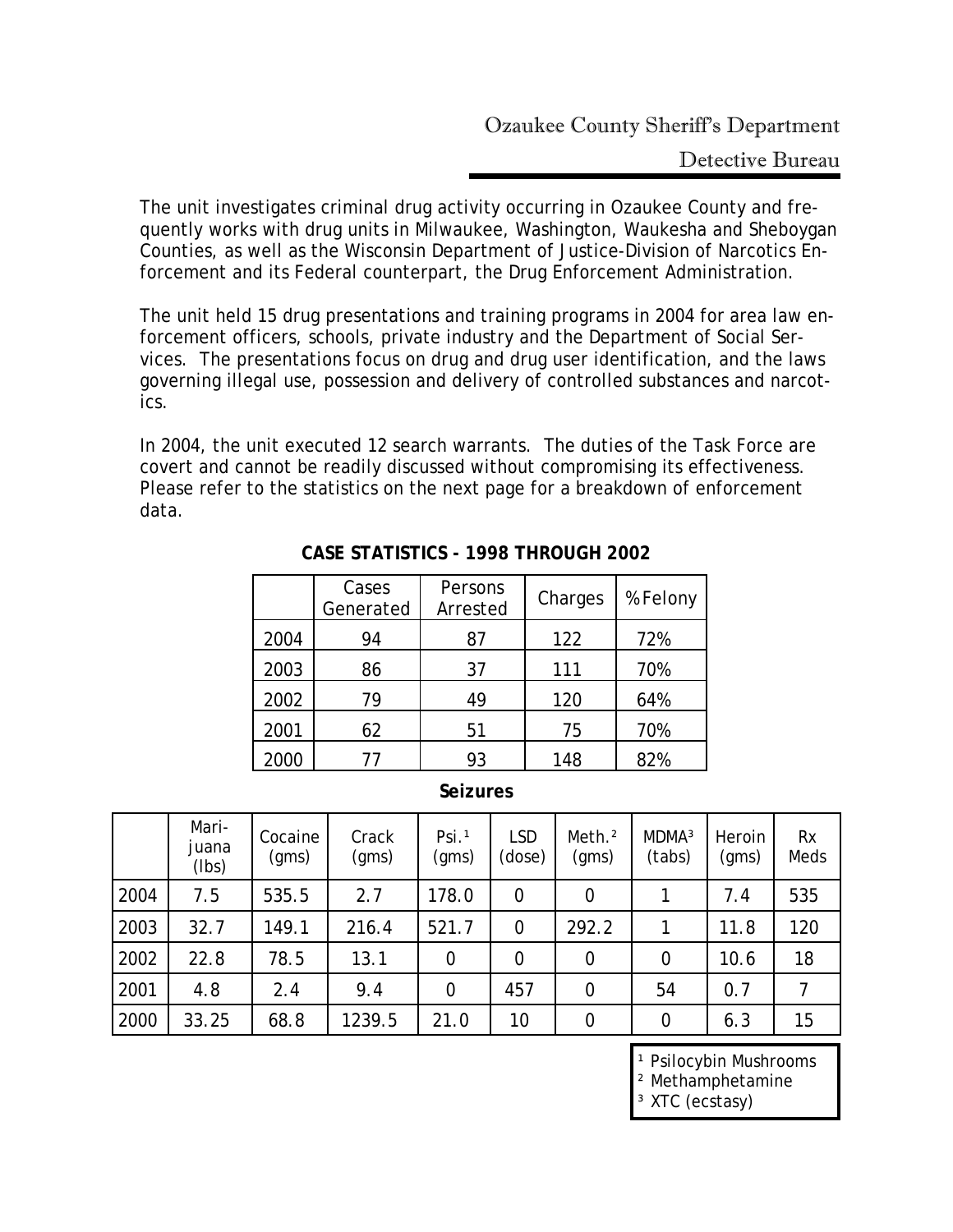# Ozaukee County Sheriff's Department

## Detective Bureau

The unit investigates criminal drug activity occurring in Ozaukee County and frequently works with drug units in Milwaukee, Washington, Waukesha and Sheboygan Counties, as well as the Wisconsin Department of Justice-Division of Narcotics Enforcement and its Federal counterpart, the Drug Enforcement Administration.

The unit held 15 drug presentations and training programs in 2004 for area law enforcement officers, schools, private industry and the Department of Social Services. The presentations focus on drug and drug user identification, and the laws governing illegal use, possession and delivery of controlled substances and narcotics.

In 2004, the unit executed 12 search warrants. The duties of the Task Force are covert and cannot be readily discussed without compromising its effectiveness. Please refer to the statistics on the next page for a breakdown of enforcement data.

**CASE STATISTICS - 1998 THROUGH 2002**

| | Cases Generated | Persons Arrested | Charges | % Felony |
|---|---|---|---|---|
| 2004 | 94 | 87 | 122 | 72% |
| 2003 | 86 | 37 | 111 | 70% |
| 2002 | 79 | 49 | 120 | 64% |
| 2001 | 62 | 51 | 75 | 70% |
| 2000 | 77 | 93 | 148 | 82% |

**Seizures**

| | Marijuana (lbs) | Cocaine (gms) | Crack (gms) | Psi.[1] (gms) | LSD (dose) | Meth.[2] (gms) | MDMA[3] (tabs) | Heroin (gms) | Rx Meds |
|---|---|---|---|---|---|---|---|---|---|
| 2004 | 7.5 | 535.5 | 2.7 | 178.0 | 0 | 0 | 1 | 7.4 | 535 |
| 2003 | 32.7 | 149.1 | 216.4 | 521.7 | 0 | 292.2 | 1 | 11.8 | 120 |
| 2002 | 22.8 | 78.5 | 13.1 | 0 | 0 | 0 | 0 | 10.6 | 18 |
| 2001 | 4.8 | 2.4 | 9.4 | 0 | 457 | 0 | 54 | 0.7 | 7 |
| 2000 | 33.25 | 68.8 | 1239.5 | 21.0 | 10 | 0 | 0 | 6.3 | 15 |

[1] Psilocybin Mushrooms
[2] Methamphetamine
[3] XTC (ecstasy)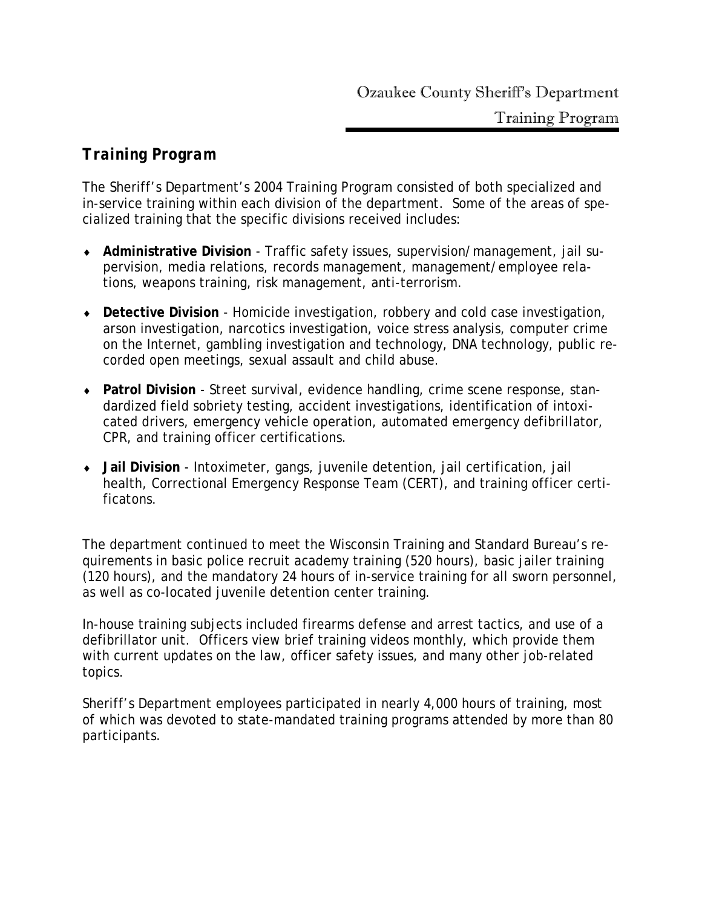## Training Program

The Sheriff's Department's 2004 Training Program consisted of both specialized and in-service training within each division of the department. Some of the areas of specialized training that the specific divisions received includes:

- **Administrative Division** - Traffic safety issues, supervision/management, jail supervision, media relations, records management, management/employee relations, weapons training, risk management, anti-terrorism.
- **Detective Division** - Homicide investigation, robbery and cold case investigation, arson investigation, narcotics investigation, voice stress analysis, computer crime on the Internet, gambling investigation and technology, DNA technology, public recorded open meetings, sexual assault and child abuse.
- **Patrol Division** - Street survival, evidence handling, crime scene response, standardized field sobriety testing, accident investigations, identification of intoxicated drivers, emergency vehicle operation, automated emergency defibrillator, CPR, and training officer certifications.
- **Jail Division** - Intoximeter, gangs, juvenile detention, jail certification, jail health, Correctional Emergency Response Team (CERT), and training officer certificatons.

The department continued to meet the Wisconsin Training and Standard Bureau's requirements in basic police recruit academy training (520 hours), basic jailer training (120 hours), and the mandatory 24 hours of in-service training for all sworn personnel, as well as co-located juvenile detention center training.

In-house training subjects included firearms defense and arrest tactics, and use of a defibrillator unit. Officers view brief training videos monthly, which provide them with current updates on the law, officer safety issues, and many other job-related topics.

Sheriff's Department employees participated in nearly 4,000 hours of training, most of which was devoted to state-mandated training programs attended by more than 80 participants.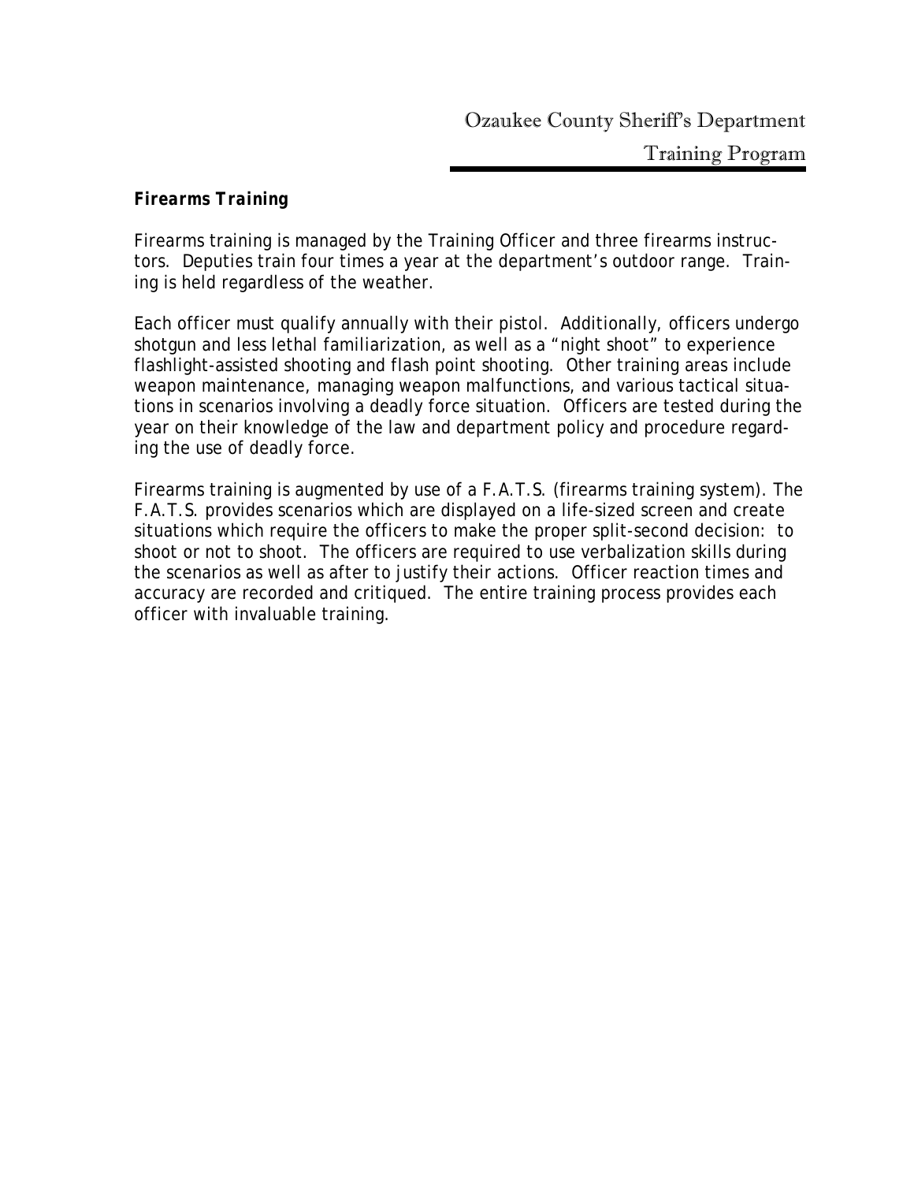### *Firearms Training*

Firearms training is managed by the Training Officer and three firearms instructors. Deputies train four times a year at the department's outdoor range. Training is held regardless of the weather.

Each officer must qualify annually with their pistol. Additionally, officers undergo shotgun and less lethal familiarization, as well as a "night shoot" to experience flashlight-assisted shooting and flash point shooting. Other training areas include weapon maintenance, managing weapon malfunctions, and various tactical situations in scenarios involving a deadly force situation. Officers are tested during the year on their knowledge of the law and department policy and procedure regarding the use of deadly force.

Firearms training is augmented by use of a F.A.T.S. (firearms training system). The F.A.T.S. provides scenarios which are displayed on a life-sized screen and create situations which require the officers to make the proper split-second decision: to shoot or not to shoot. The officers are required to use verbalization skills during the scenarios as well as after to justify their actions. Officer reaction times and accuracy are recorded and critiqued. The entire training process provides each officer with invaluable training.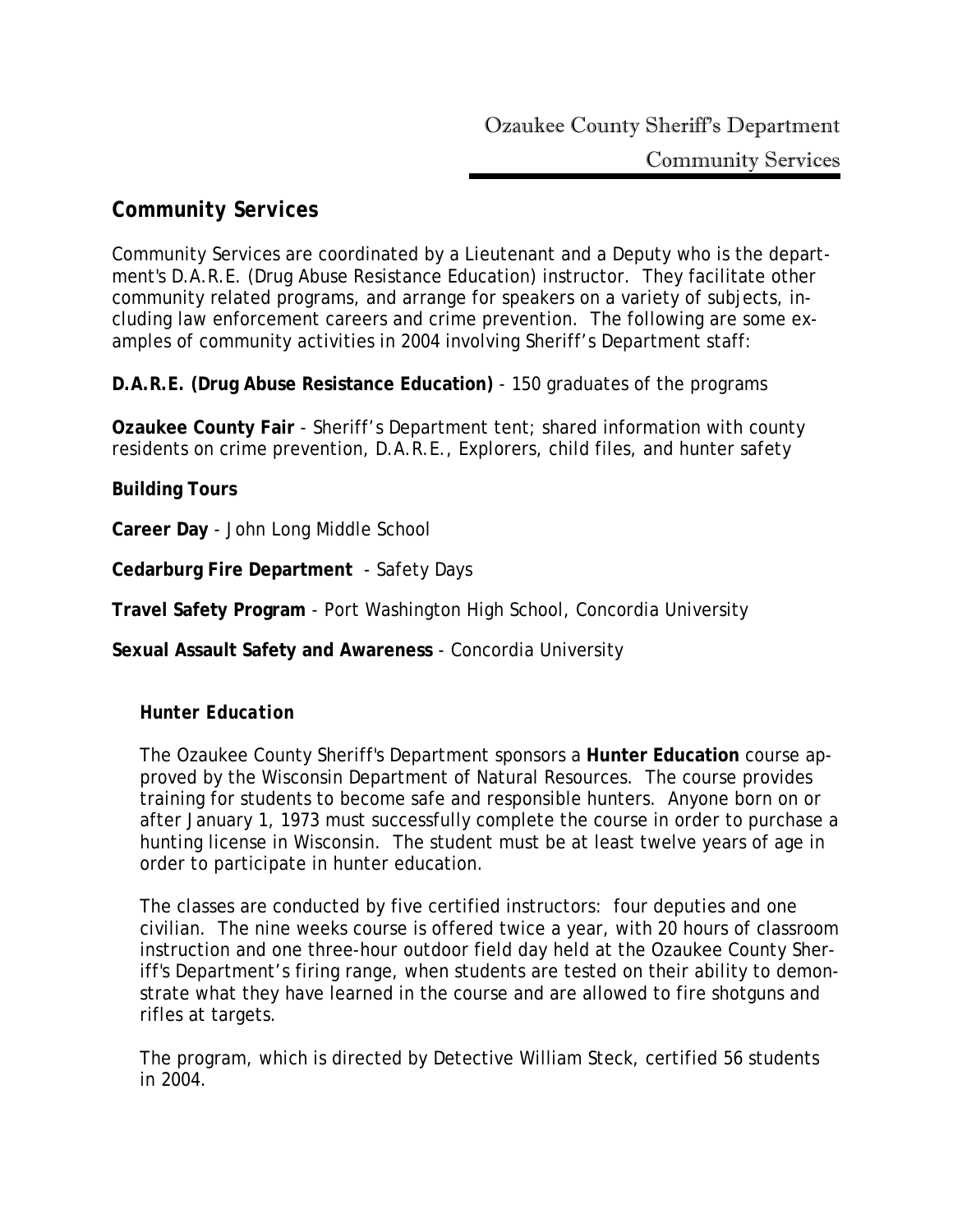## Community Services

Community Services are coordinated by a Lieutenant and a Deputy who is the department's D.A.R.E. (Drug Abuse Resistance Education) instructor. They facilitate other community related programs, and arrange for speakers on a variety of subjects, including law enforcement careers and crime prevention. The following are some examples of community activities in 2004 involving Sheriff's Department staff:

**D.A.R.E. (Drug Abuse Resistance Education)** - 150 graduates of the programs

**Ozaukee County Fair** - Sheriff's Department tent; shared information with county residents on crime prevention, D.A.R.E., Explorers, child files, and hunter safety

**Building Tours**

**Career Day** - John Long Middle School

**Cedarburg Fire Department** - Safety Days

**Travel Safety Program** - Port Washington High School, Concordia University

**Sexual Assault Safety and Awareness** - Concordia University

### *Hunter Education*

The Ozaukee County Sheriff's Department sponsors a **Hunter Education** course approved by the Wisconsin Department of Natural Resources. The course provides training for students to become safe and responsible hunters. Anyone born on or after January 1, 1973 must successfully complete the course in order to purchase a hunting license in Wisconsin. The student must be at least twelve years of age in order to participate in hunter education.

The classes are conducted by five certified instructors: four deputies and one civilian. The nine weeks course is offered twice a year, with 20 hours of classroom instruction and one three-hour outdoor field day held at the Ozaukee County Sheriff's Department's firing range, when students are tested on their ability to demonstrate what they have learned in the course and are allowed to fire shotguns and rifles at targets.

The program, which is directed by Detective William Steck, certified 56 students in 2004.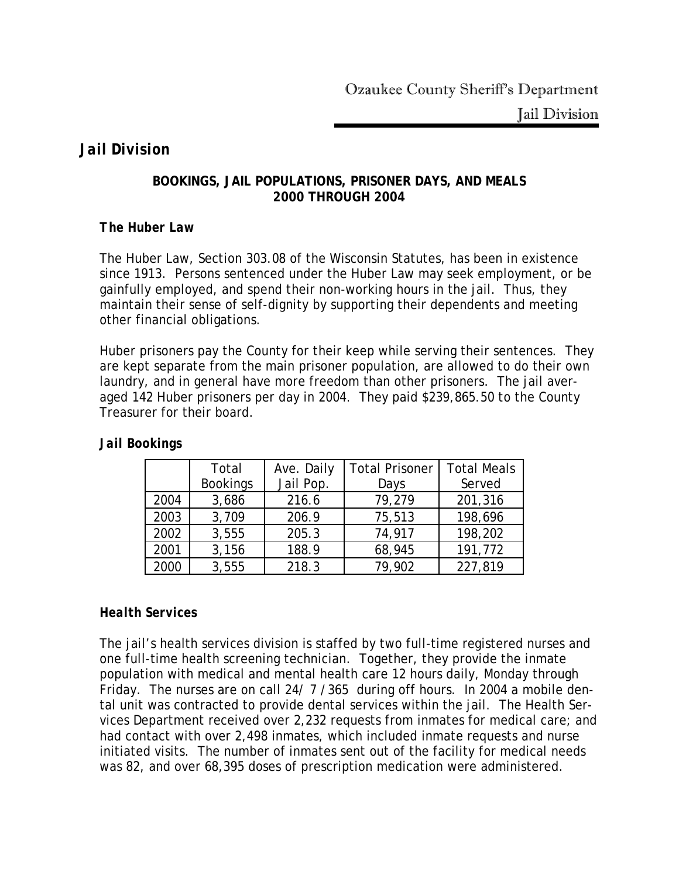# Jail Division

## BOOKINGS, JAIL POPULATIONS, PRISONER DAYS, AND MEALS 2000 THROUGH 2004

### *The Huber Law*

The Huber Law, Section 303.08 of the Wisconsin Statutes, has been in existence since 1913. Persons sentenced under the Huber Law may seek employment, or be gainfully employed, and spend their non-working hours in the jail. Thus, they maintain their sense of self-dignity by supporting their dependents and meeting other financial obligations.

Huber prisoners pay the County for their keep while serving their sentences. They are kept separate from the main prisoner population, are allowed to do their own laundry, and in general have more freedom than other prisoners. The jail averaged 142 Huber prisoners per day in 2004. They paid $239,865.50 to the County Treasurer for their board.

### *Jail Bookings*

| | Total Bookings | Ave. Daily Jail Pop. | Total Prisoner Days | Total Meals Served |
|---|---|---|---|---|
| 2004 | 3,686 | 216.6 | 79,279 | 201,316 |
| 2003 | 3,709 | 206.9 | 75,513 | 198,696 |
| 2002 | 3,555 | 205.3 | 74,917 | 198,202 |
| 2001 | 3,156 | 188.9 | 68,945 | 191,772 |
| 2000 | 3,555 | 218.3 | 79,902 | 227,819 |

### *Health Services*

The jail's health services division is staffed by two full-time registered nurses and one full-time health screening technician. Together, they provide the inmate population with medical and mental health care 12 hours daily, Monday through Friday. The nurses are on call 24/ 7 /365 during off hours. In 2004 a mobile dental unit was contracted to provide dental services within the jail. The Health Services Department received over 2,232 requests from inmates for medical care; and had contact with over 2,498 inmates, which included inmate requests and nurse initiated visits. The number of inmates sent out of the facility for medical needs was 82, and over 68,395 doses of prescription medication were administered.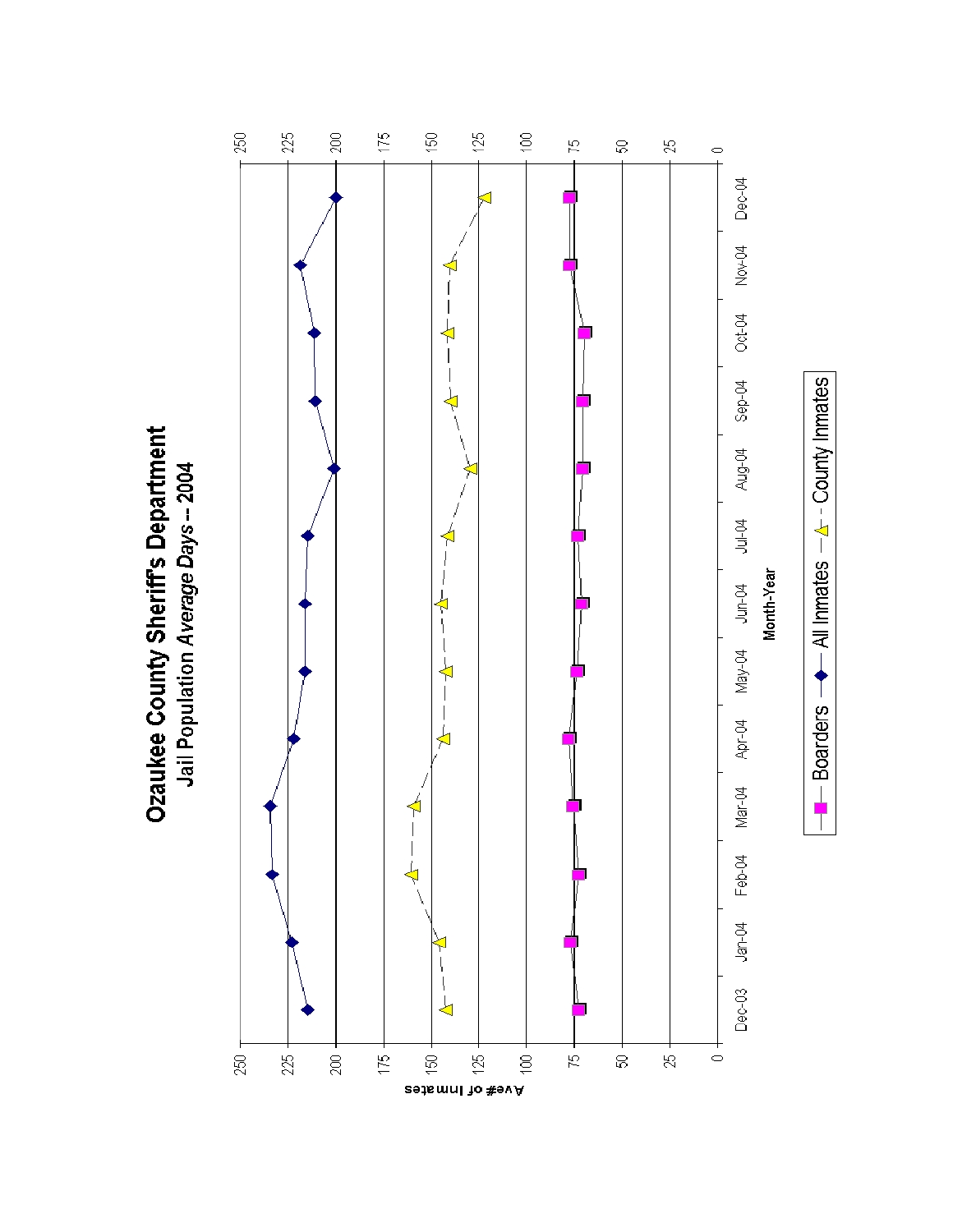# Ozaukee County Sheriff's Department

## Jail Population *Average Days* -- 2004

Ave# of Inmates

Month-Year

Dec-03, Jan-04, Feb-04, Mar-04, Apr-04, May-04, Jun-04, Jul-04, Aug-04, Sep-04, Oct-04, Nov-04, Dec-04

0, 25, 50, 75, 100, 125, 150, 175, 200, 225, 250

Boarders — All Inmates — County Inmates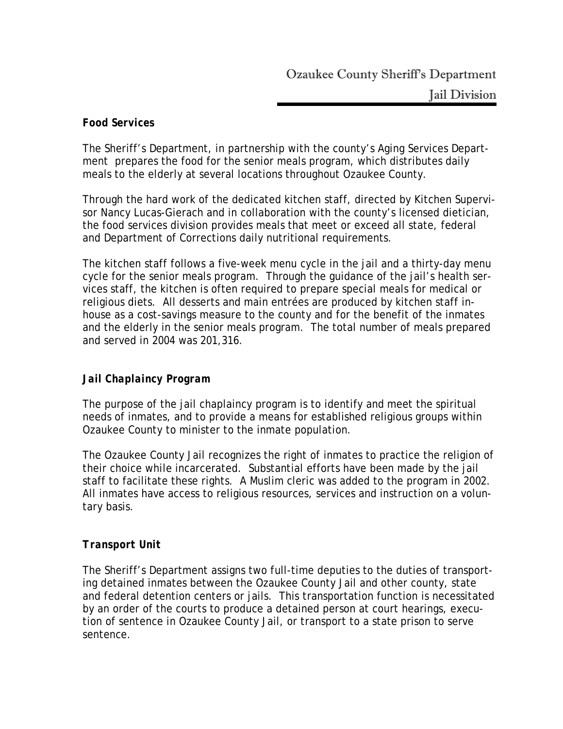### Food Services

The Sheriff's Department, in partnership with the county's Aging Services Department  prepares the food for the senior meals program, which distributes daily meals to the elderly at several locations throughout Ozaukee County.

Through the hard work of the dedicated kitchen staff, directed by Kitchen Supervisor Nancy Lucas-Gierach and in collaboration with the county's licensed dietician, the food services division provides meals that meet or exceed all state, federal and Department of Corrections daily nutritional requirements.

The kitchen staff follows a five-week menu cycle in the jail and a thirty-day menu cycle for the senior meals program.  Through the guidance of the jail's health services staff, the kitchen is often required to prepare special meals for medical or religious diets.  All desserts and main entrées are produced by kitchen staff in-house as a cost-savings measure to the county and for the benefit of the inmates and the elderly in the senior meals program.  The total number of meals prepared and served in 2004 was 201,316.

### *Jail Chaplaincy Program*

The purpose of the jail chaplaincy program is to identify and meet the spiritual needs of inmates, and to provide a means for established religious groups within Ozaukee County to minister to the inmate population.

The Ozaukee County Jail recognizes the right of inmates to practice the religion of their choice while incarcerated.  Substantial efforts have been made by the jail staff to facilitate these rights.  A Muslim cleric was added to the program in 2002.  All inmates have access to religious resources, services and instruction on a voluntary basis.

### *Transport Unit*

The Sheriff's Department assigns two full-time deputies to the duties of transporting detained inmates between the Ozaukee County Jail and other county, state and federal detention centers or jails.  This transportation function is necessitated by an order of the courts to produce a detained person at court hearings, execution of sentence in Ozaukee County Jail, or transport to a state prison to serve sentence.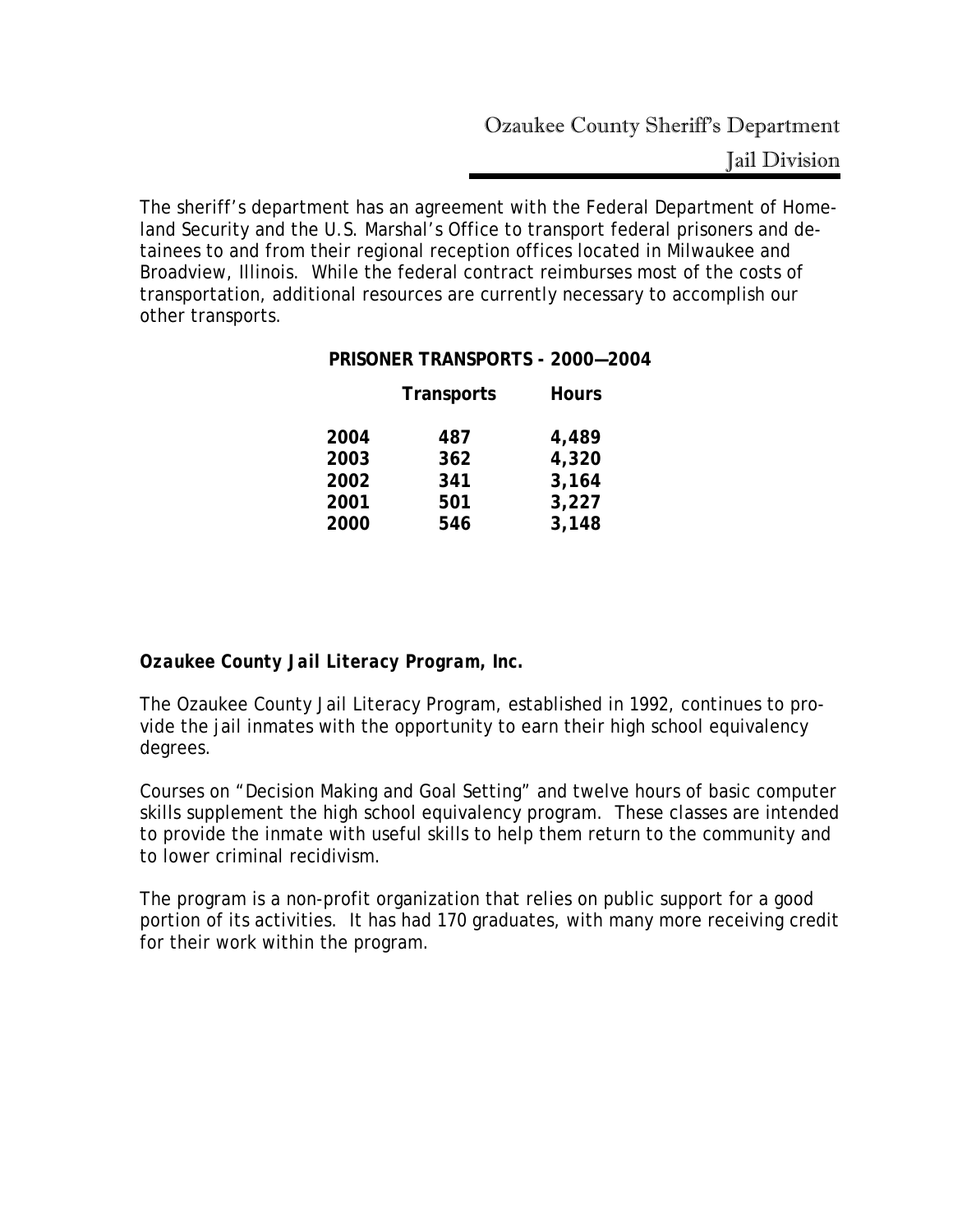The sheriff's department has an agreement with the Federal Department of Homeland Security and the U.S. Marshal's Office to transport federal prisoners and detainees to and from their regional reception offices located in Milwaukee and Broadview, Illinois. While the federal contract reimburses most of the costs of transportation, additional resources are currently necessary to accomplish our other transports.

**PRISONER TRANSPORTS - 2000—2004**

| | **Transports** | **Hours** |
|---|---|---|
| **2004** | **487** | **4,489** |
| **2003** | **362** | **4,320** |
| **2002** | **341** | **3,164** |
| **2001** | **501** | **3,227** |
| **2000** | **546** | **3,148** |

***Ozaukee County Jail Literacy Program, Inc.***

The Ozaukee County Jail Literacy Program, established in 1992, continues to provide the jail inmates with the opportunity to earn their high school equivalency degrees.

Courses on "Decision Making and Goal Setting" and twelve hours of basic computer skills supplement the high school equivalency program. These classes are intended to provide the inmate with useful skills to help them return to the community and to lower criminal recidivism.

The program is a non-profit organization that relies on public support for a good portion of its activities. It has had 170 graduates, with many more receiving credit for their work within the program.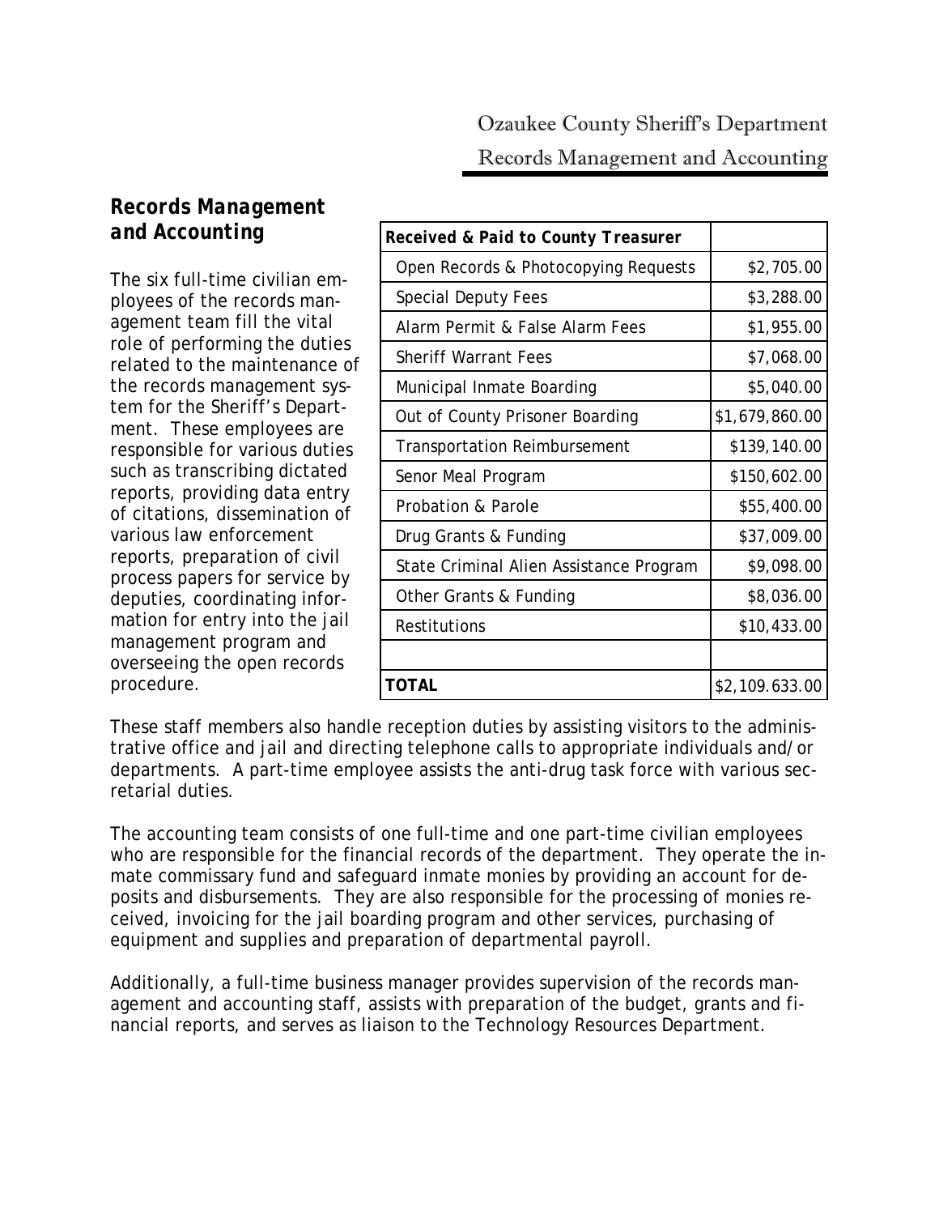## Records Management and Accounting

The six full-time civilian employees of the records management team fill the vital role of performing the duties related to the maintenance of the records management system for the Sheriff's Department. These employees are responsible for various duties such as transcribing dictated reports, providing data entry of citations, dissemination of various law enforcement reports, preparation of civil process papers for service by deputies, coordinating information for entry into the jail management program and overseeing the open records procedure.

| **Received & Paid to County Treasurer** | |
|---|---|
| Open Records & Photocopying Requests | $2,705.00 |
| Special Deputy Fees | $3,288.00 |
| Alarm Permit & False Alarm Fees | $1,955.00 |
| Sheriff Warrant Fees | $7,068.00 |
| Municipal Inmate Boarding | $5,040.00 |
| Out of County Prisoner Boarding | $1,679,860.00 |
| Transportation Reimbursement | $139,140.00 |
| Senor Meal Program | $150,602.00 |
| Probation & Parole | $55,400.00 |
| Drug Grants & Funding | $37,009.00 |
| State Criminal Alien Assistance Program | $9,098.00 |
| Other Grants & Funding | $8,036.00 |
| Restitutions | $10,433.00 |
| | |
| **TOTAL** | $2,109.633.00 |

These staff members also handle reception duties by assisting visitors to the administrative office and jail and directing telephone calls to appropriate individuals and/or departments. A part-time employee assists the anti-drug task force with various secretarial duties.

The accounting team consists of one full-time and one part-time civilian employees who are responsible for the financial records of the department. They operate the inmate commissary fund and safeguard inmate monies by providing an account for deposits and disbursements. They are also responsible for the processing of monies received, invoicing for the jail boarding program and other services, purchasing of equipment and supplies and preparation of departmental payroll.

Additionally, a full-time business manager provides supervision of the records management and accounting staff, assists with preparation of the budget, grants and financial reports, and serves as liaison to the Technology Resources Department.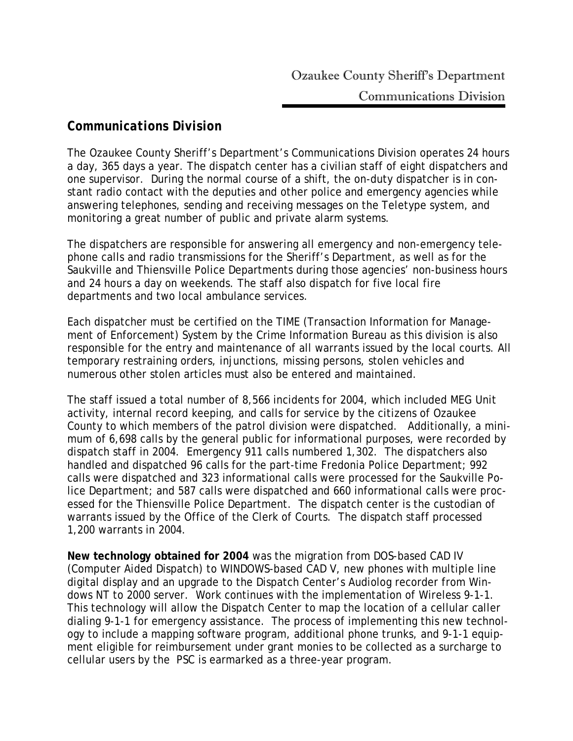## Communications Division

The Ozaukee County Sheriff's Department's Communications Division operates 24 hours a day, 365 days a year. The dispatch center has a civilian staff of eight dispatchers and one supervisor. During the normal course of a shift, the on-duty dispatcher is in constant radio contact with the deputies and other police and emergency agencies while answering telephones, sending and receiving messages on the Teletype system, and monitoring a great number of public and private alarm systems.

The dispatchers are responsible for answering all emergency and non-emergency telephone calls and radio transmissions for the Sheriff's Department, as well as for the Saukville and Thiensville Police Departments during those agencies' non-business hours and 24 hours a day on weekends. The staff also dispatch for five local fire departments and two local ambulance services.

Each dispatcher must be certified on the TIME (Transaction Information for Management of Enforcement) System by the Crime Information Bureau as this division is also responsible for the entry and maintenance of all warrants issued by the local courts. All temporary restraining orders, injunctions, missing persons, stolen vehicles and numerous other stolen articles must also be entered and maintained.

The staff issued a total number of 8,566 incidents for 2004, which included MEG Unit activity, internal record keeping, and calls for service by the citizens of Ozaukee County to which members of the patrol division were dispatched. Additionally, a minimum of 6,698 calls by the general public for informational purposes, were recorded by dispatch staff in 2004. Emergency 911 calls numbered 1,302. The dispatchers also handled and dispatched 96 calls for the part-time Fredonia Police Department; 992 calls were dispatched and 323 informational calls were processed for the Saukville Police Department; and 587 calls were dispatched and 660 informational calls were processed for the Thiensville Police Department. The dispatch center is the custodian of warrants issued by the Office of the Clerk of Courts. The dispatch staff processed 1,200 warrants in 2004.

**New technology obtained for 2004** was the migration from DOS-based CAD IV (Computer Aided Dispatch) to WINDOWS-based CAD V, new phones with multiple line digital display and an upgrade to the Dispatch Center's Audiolog recorder from Windows NT to 2000 server. Work continues with the implementation of Wireless 9-1-1. This technology will allow the Dispatch Center to map the location of a cellular caller dialing 9-1-1 for emergency assistance. The process of implementing this new technology to include a mapping software program, additional phone trunks, and 9-1-1 equipment eligible for reimbursement under grant monies to be collected as a surcharge to cellular users by the PSC is earmarked as a three-year program.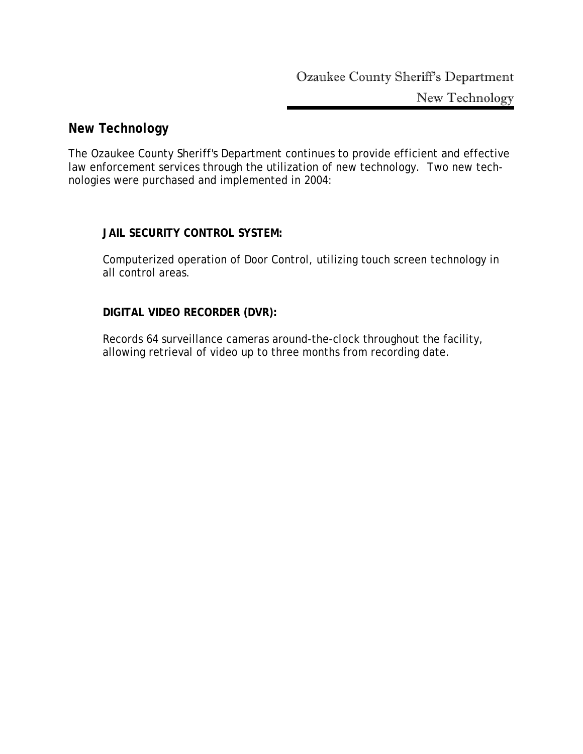## New Technology

The Ozaukee County Sheriff's Department continues to provide efficient and effective law enforcement services through the utilization of new technology. Two new technologies were purchased and implemented in 2004:

**JAIL SECURITY CONTROL SYSTEM:**

Computerized operation of Door Control, utilizing touch screen technology in all control areas.

**DIGITAL VIDEO RECORDER (DVR):**

Records 64 surveillance cameras around-the-clock throughout the facility, allowing retrieval of video up to three months from recording date.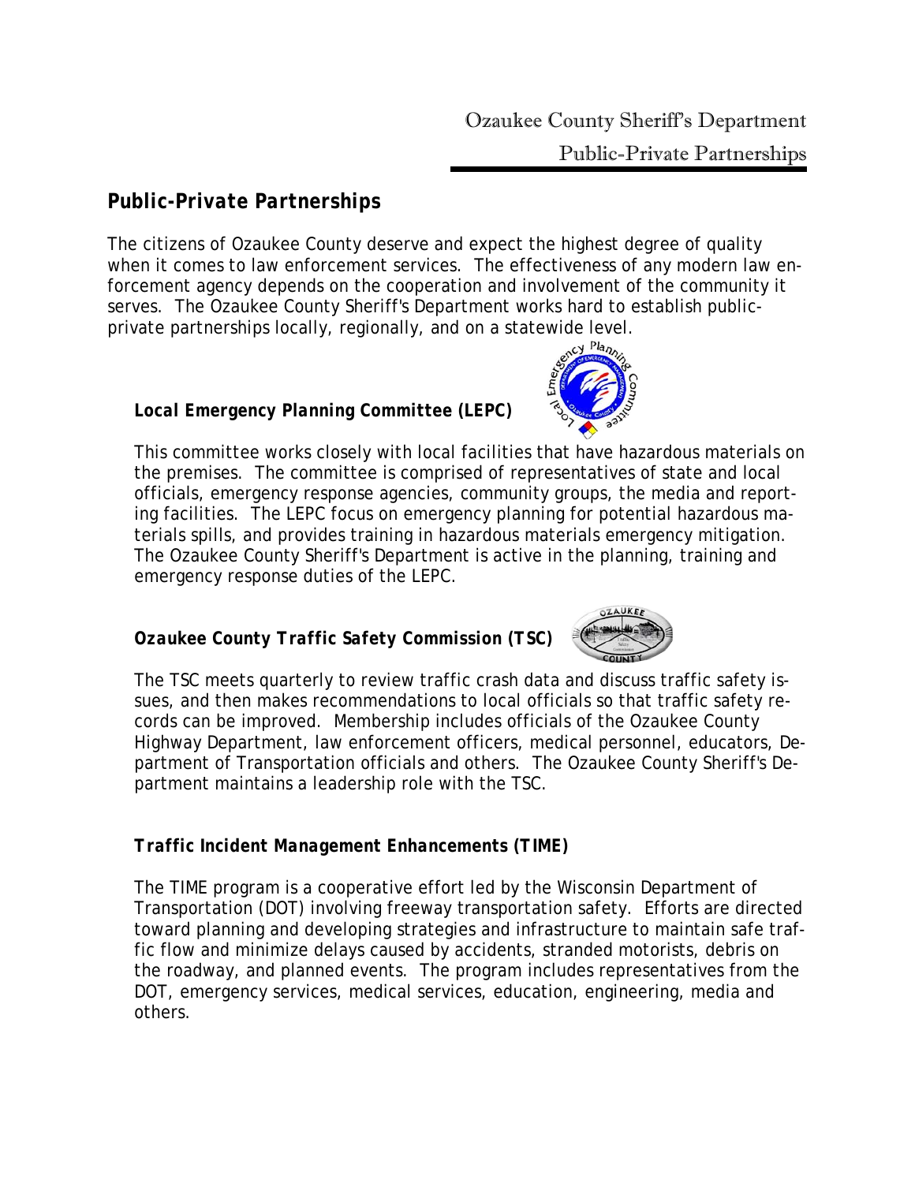## Public-Private Partnerships

The citizens of Ozaukee County deserve and expect the highest degree of quality when it comes to law enforcement services. The effectiveness of any modern law enforcement agency depends on the cooperation and involvement of the community it serves. The Ozaukee County Sheriff's Department works hard to establish public-private partnerships locally, regionally, and on a statewide level.

### Local Emergency Planning Committee (LEPC)

This committee works closely with local facilities that have hazardous materials on the premises. The committee is comprised of representatives of state and local officials, emergency response agencies, community groups, the media and reporting facilities. The LEPC focus on emergency planning for potential hazardous materials spills, and provides training in hazardous materials emergency mitigation. The Ozaukee County Sheriff's Department is active in the planning, training and emergency response duties of the LEPC.

### Ozaukee County Traffic Safety Commission (TSC)

The TSC meets quarterly to review traffic crash data and discuss traffic safety issues, and then makes recommendations to local officials so that traffic safety records can be improved. Membership includes officials of the Ozaukee County Highway Department, law enforcement officers, medical personnel, educators, Department of Transportation officials and others. The Ozaukee County Sheriff's Department maintains a leadership role with the TSC.

### Traffic Incident Management Enhancements (TIME)

The TIME program is a cooperative effort led by the Wisconsin Department of Transportation (DOT) involving freeway transportation safety. Efforts are directed toward planning and developing strategies and infrastructure to maintain safe traffic flow and minimize delays caused by accidents, stranded motorists, debris on the roadway, and planned events. The program includes representatives from the DOT, emergency services, medical services, education, engineering, media and others.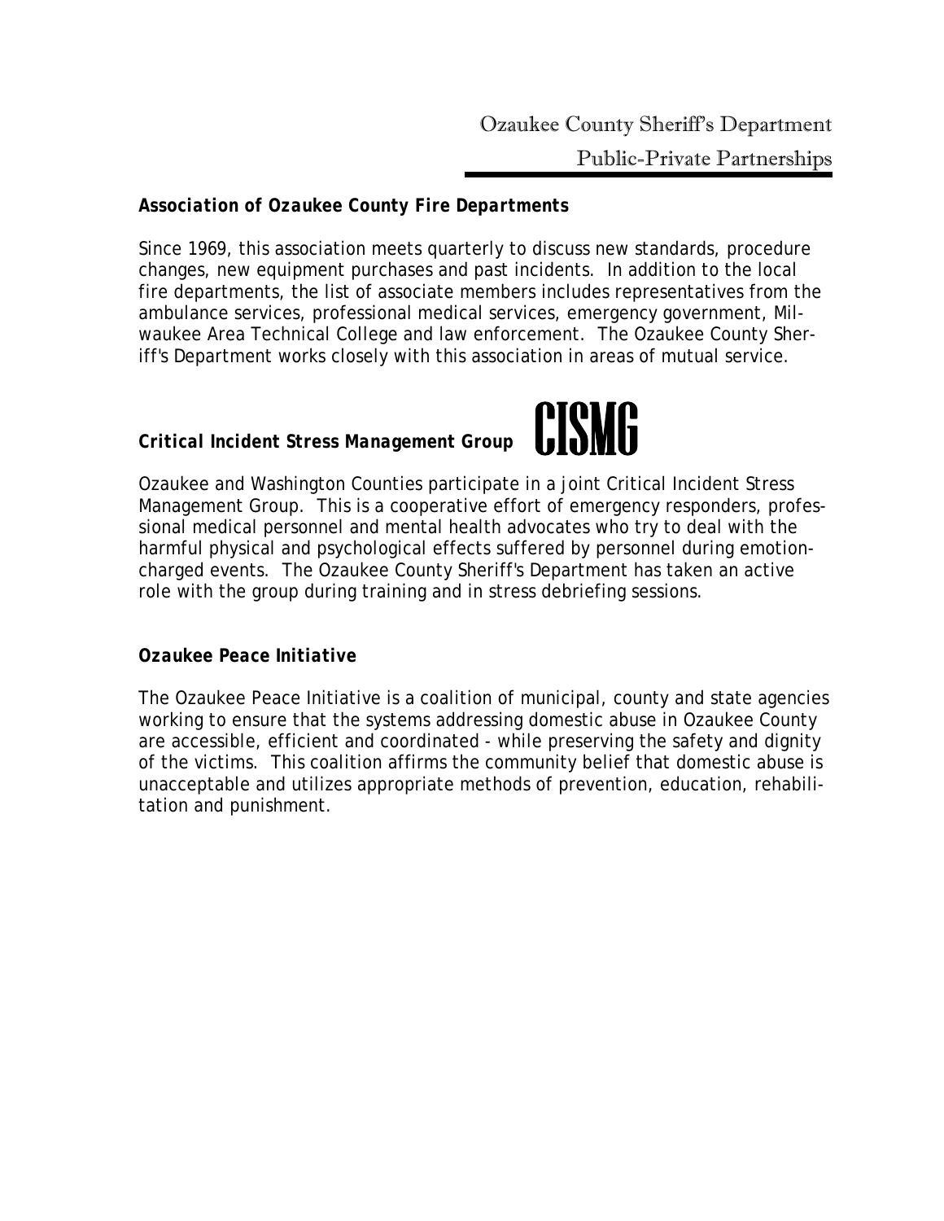### ***Association of Ozaukee County Fire Departments***

Since 1969, this association meets quarterly to discuss new standards, procedure changes, new equipment purchases and past incidents. In addition to the local fire departments, the list of associate members includes representatives from the ambulance services, professional medical services, emergency government, Milwaukee Area Technical College and law enforcement. The Ozaukee County Sheriff's Department works closely with this association in areas of mutual service.

### ***Critical Incident Stress Management Group*** CISMG

Ozaukee and Washington Counties participate in a joint Critical Incident Stress Management Group. This is a cooperative effort of emergency responders, professional medical personnel and mental health advocates who try to deal with the harmful physical and psychological effects suffered by personnel during emotion-charged events. The Ozaukee County Sheriff's Department has taken an active role with the group during training and in stress debriefing sessions.

### ***Ozaukee Peace Initiative***

The Ozaukee Peace Initiative is a coalition of municipal, county and state agencies working to ensure that the systems addressing domestic abuse in Ozaukee County are accessible, efficient and coordinated - while preserving the safety and dignity of the victims. This coalition affirms the community belief that domestic abuse is unacceptable and utilizes appropriate methods of prevention, education, rehabilitation and punishment.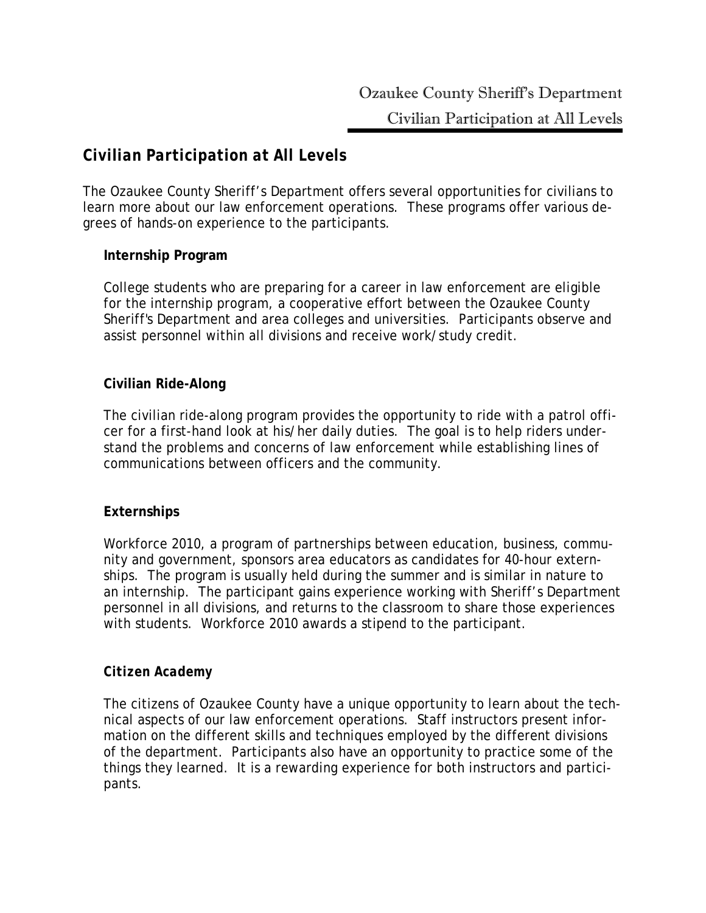## *Civilian Participation at All Levels*

The Ozaukee County Sheriff's Department offers several opportunities for civilians to learn more about our law enforcement operations. These programs offer various degrees of hands-on experience to the participants.

### Internship Program

College students who are preparing for a career in law enforcement are eligible for the internship program, a cooperative effort between the Ozaukee County Sheriff's Department and area colleges and universities. Participants observe and assist personnel within all divisions and receive work/study credit.

### Civilian Ride-Along

The civilian ride-along program provides the opportunity to ride with a patrol officer for a first-hand look at his/her daily duties. The goal is to help riders understand the problems and concerns of law enforcement while establishing lines of communications between officers and the community.

### Externships

Workforce 2010, a program of partnerships between education, business, community and government, sponsors area educators as candidates for 40-hour externships. The program is usually held during the summer and is similar in nature to an internship. The participant gains experience working with Sheriff's Department personnel in all divisions, and returns to the classroom to share those experiences with students. Workforce 2010 awards a stipend to the participant.

### *Citizen Academy*

The citizens of Ozaukee County have a unique opportunity to learn about the technical aspects of our law enforcement operations. Staff instructors present information on the different skills and techniques employed by the different divisions of the department. Participants also have an opportunity to practice some of the things they learned. It is a rewarding experience for both instructors and participants.